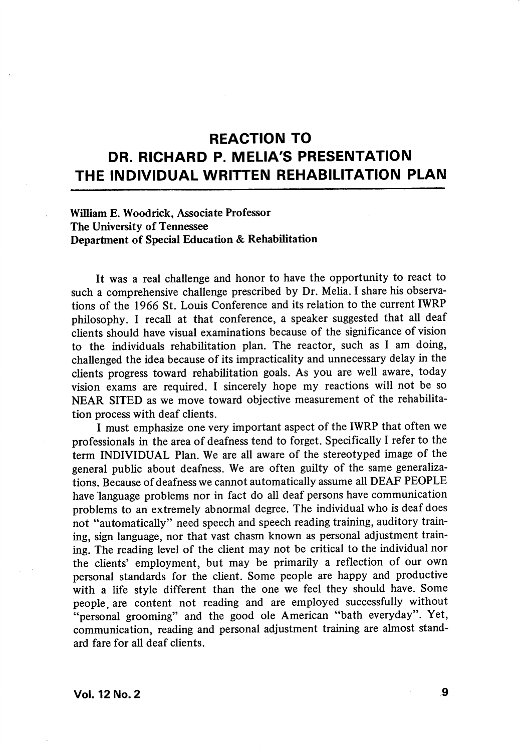# REACTION TO DR. RICHARD P. MELIA'S PRESENTATION THE INDIVIDUAL WRITTEN REHABILITATION PLAN

**William E. Woodrick, Associate Professor**
**The University of Tennessee**
**Department of Special Education & Rehabilitation**

It was a real challenge and honor to have the opportunity to react to such a comprehensive challenge prescribed by Dr. Melia. I share his observations of the 1966 St. Louis Conference and its relation to the current IWRP philosophy. I recall at that conference, a speaker suggested that all deaf clients should have visual examinations because of the significance of vision to the individuals rehabilitation plan. The reactor, such as I am doing, challenged the idea because of its impracticality and unnecessary delay in the clients progress toward rehabilitation goals. As you are well aware, today vision exams are required. I sincerely hope my reactions will not be so NEAR SITED as we move toward objective measurement of the rehabilitation process with deaf clients.

I must emphasize one very important aspect of the IWRP that often we professionals in the area of deafness tend to forget. Specifically I refer to the term INDIVIDUAL Plan. We are all aware of the stereotyped image of the general public about deafness. We are often guilty of the same generalizations. Because of deafness we cannot automatically assume all DEAF PEOPLE have language problems nor in fact do all deaf persons have communication problems to an extremely abnormal degree. The individual who is deaf does not "automatically" need speech and speech reading training, auditory training, sign language, nor that vast chasm known as personal adjustment training. The reading level of the client may not be critical to the individual nor the clients' employment, but may be primarily a reflection of our own personal standards for the client. Some people are happy and productive with a life style different than the one we feel they should have. Some people are content not reading and are employed successfully without "personal grooming" and the good ole American "bath everyday". Yet, communication, reading and personal adjustment training are almost standard fare for all deaf clients.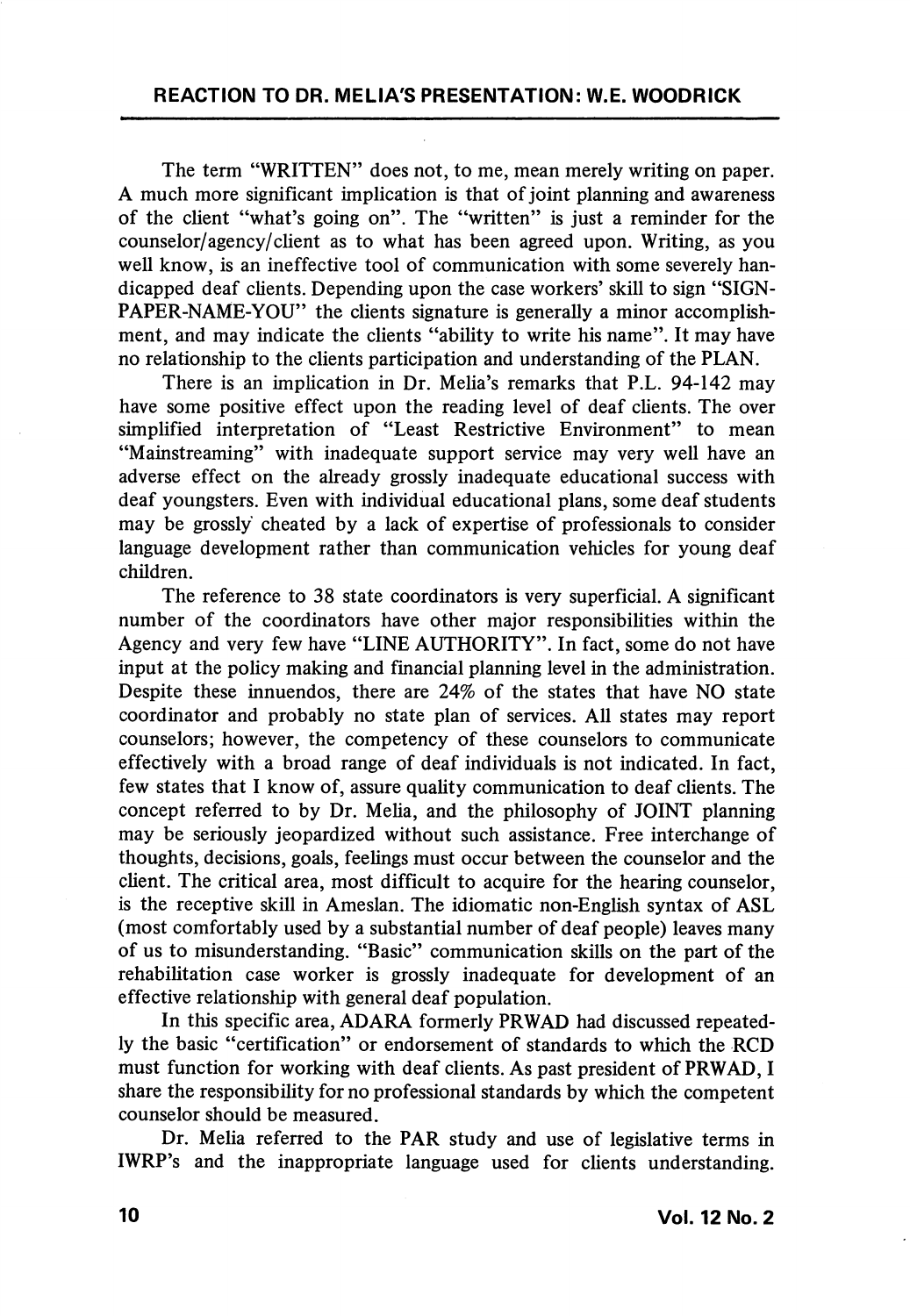## REACTION TO DR. MELIA'S PRESENTATION: W.E. WOODRICK

The term "WRITTEN" does not, to me, mean merely writing on paper. A much more significant implication is that of joint planning and awareness of the client "what's going on". The "written" is just a reminder for the counselor/agency/client as to what has been agreed upon. Writing, as you well know, is an ineffective tool of communication with some severely handicapped deaf clients. Depending upon the case workers' skill to sign "SIGN-PAPER-NAME-YOU" the clients signature is generally a minor accomplishment, and may indicate the clients "ability to write his name". It may have no relationship to the clients participation and understanding of the PLAN.

There is an implication in Dr. Melia's remarks that P.L. 94-142 may have some positive effect upon the reading level of deaf clients. The over simplified interpretation of "Least Restrictive Environment" to mean "Mainstreaming" with inadequate support service may very well have an adverse effect on the already grossly inadequate educational success with deaf youngsters. Even with individual educational plans, some deaf students may be grossly cheated by a lack of expertise of professionals to consider language development rather than communication vehicles for young deaf children.

The reference to 38 state coordinators is very superficial. A significant number of the coordinators have other major responsibilities within the Agency and very few have "LINE AUTHORITY". In fact, some do not have input at the policy making and financial planning level in the administration. Despite these innuendos, there are 24% of the states that have NO state coordinator and probably no state plan of services. All states may report counselors; however, the competency of these counselors to communicate effectively with a broad range of deaf individuals is not indicated. In fact, few states that I know of, assure quality communication to deaf clients. The concept referred to by Dr. Melia, and the philosophy of JOINT planning may be seriously jeopardized without such assistance. Free interchange of thoughts, decisions, goals, feelings must occur between the counselor and the client. The critical area, most difficult to acquire for the hearing counselor, is the receptive skill in Ameslan. The idiomatic non-English syntax of ASL (most comfortably used by a substantial number of deaf people) leaves many of us to misunderstanding. "Basic" communication skills on the part of the rehabilitation case worker is grossly inadequate for development of an effective relationship with general deaf population.

In this specific area, ADARA formerly PRWAD had discussed repeatedly the basic "certification" or endorsement of standards to which the RCD must function for working with deaf clients. As past president of PRWAD, I share the responsibility for no professional standards by which the competent counselor should be measured.

Dr. Melia referred to the PAR study and use of legislative terms in IWRP's and the inappropriate language used for clients understanding.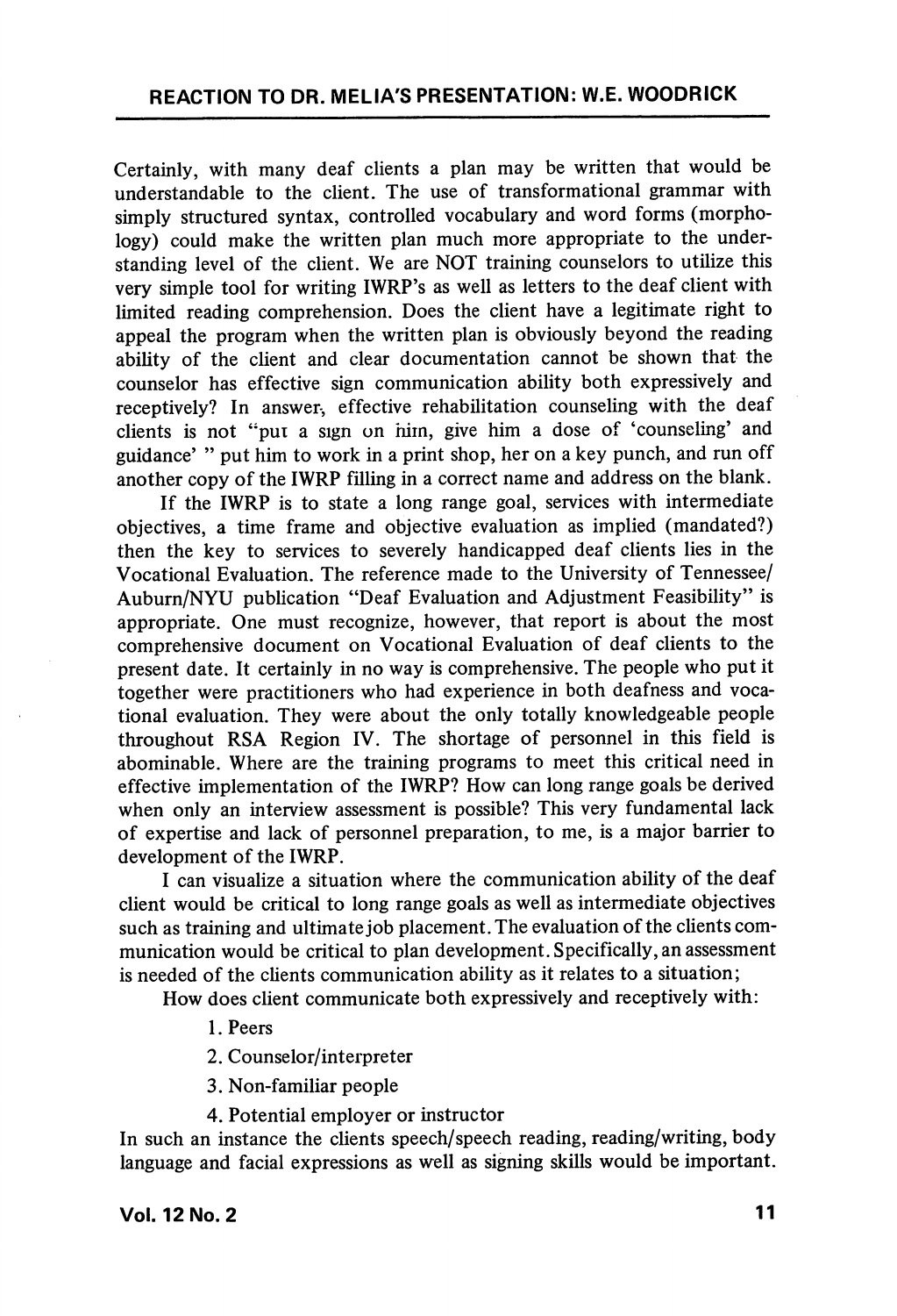Certainly, with many deaf clients a plan may be written that would be understandable to the client. The use of transformational grammar with simply structured syntax, controlled vocabulary and word forms (morphology) could make the written plan much more appropriate to the understanding level of the client. We are NOT training counselors to utilize this very simple tool for writing IWRP's as well as letters to the deaf client with limited reading comprehension. Does the client have a legitimate right to appeal the program when the written plan is obviously beyond the reading ability of the client and clear documentation cannot be shown that the counselor has effective sign communication ability both expressively and receptively? In answer, effective rehabilitation counseling with the deaf clients is not "put a sign on him, give him a dose of 'counseling' and guidance' " put him to work in a print shop, her on a key punch, and run off another copy of the IWRP filling in a correct name and address on the blank.

If the IWRP is to state a long range goal, services with intermediate objectives, a time frame and objective evaluation as implied (mandated?) then the key to services to severely handicapped deaf clients lies in the Vocational Evaluation. The reference made to the University of Tennessee/Auburn/NYU publication "Deaf Evaluation and Adjustment Feasibility" is appropriate. One must recognize, however, that report is about the most comprehensive document on Vocational Evaluation of deaf clients to the present date. It certainly in no way is comprehensive. The people who put it together were practitioners who had experience in both deafness and vocational evaluation. They were about the only totally knowledgeable people throughout RSA Region IV. The shortage of personnel in this field is abominable. Where are the training programs to meet this critical need in effective implementation of the IWRP? How can long range goals be derived when only an interview assessment is possible? This very fundamental lack of expertise and lack of personnel preparation, to me, is a major barrier to development of the IWRP.

I can visualize a situation where the communication ability of the deaf client would be critical to long range goals as well as intermediate objectives such as training and ultimate job placement. The evaluation of the clients communication would be critical to plan development. Specifically, an assessment is needed of the clients communication ability as it relates to a situation;

How does client communicate both expressively and receptively with:

1. Peers
2. Counselor/interpreter
3. Non-familiar people
4. Potential employer or instructor

In such an instance the clients speech/speech reading, reading/writing, body language and facial expressions as well as signing skills would be important.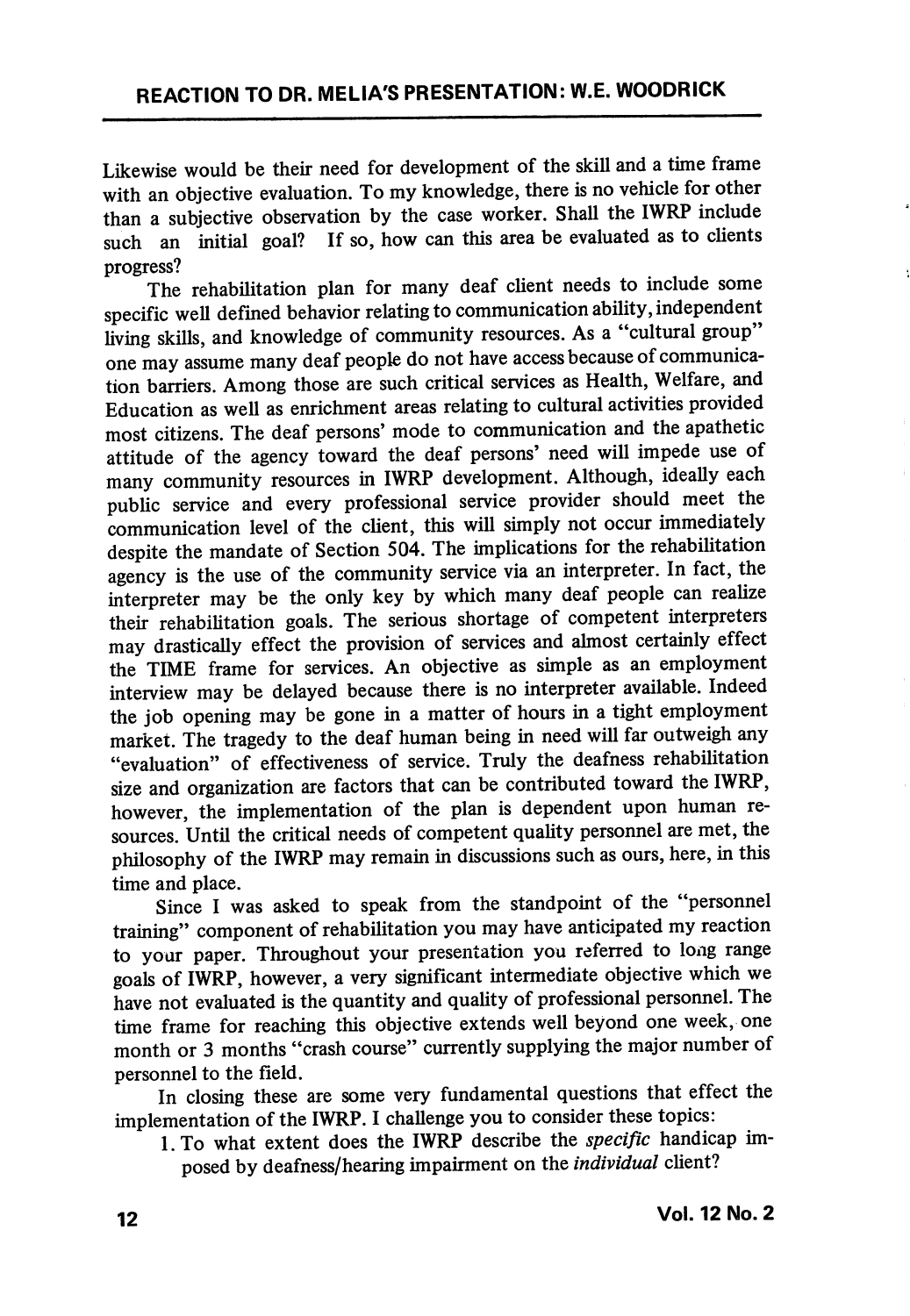Likewise would be their need for development of the skill and a time frame with an objective evaluation. To my knowledge, there is no vehicle for other than a subjective observation by the case worker. Shall the IWRP include such an initial goal? If so, how can this area be evaluated as to clients progress?

The rehabilitation plan for many deaf client needs to include some specific well defined behavior relating to communication ability, independent living skills, and knowledge of community resources. As a "cultural group" one may assume many deaf people do not have access because of communication barriers. Among those are such critical services as Health, Welfare, and Education as well as enrichment areas relating to cultural activities provided most citizens. The deaf persons' mode to communication and the apathetic attitude of the agency toward the deaf persons' need will impede use of many community resources in IWRP development. Although, ideally each public service and every professional service provider should meet the communication level of the client, this will simply not occur immediately despite the mandate of Section 504. The implications for the rehabilitation agency is the use of the community service via an interpreter. In fact, the interpreter may be the only key by which many deaf people can realize their rehabilitation goals. The serious shortage of competent interpreters may drastically effect the provision of services and almost certainly effect the TIME frame for services. An objective as simple as an employment interview may be delayed because there is no interpreter available. Indeed the job opening may be gone in a matter of hours in a tight employment market. The tragedy to the deaf human being in need will far outweigh any "evaluation" of effectiveness of service. Truly the deafness rehabilitation size and organization are factors that can be contributed toward the IWRP, however, the implementation of the plan is dependent upon human resources. Until the critical needs of competent quality personnel are met, the philosophy of the IWRP may remain in discussions such as ours, here, in this time and place.

Since I was asked to speak from the standpoint of the "personnel training" component of rehabilitation you may have anticipated my reaction to your paper. Throughout your presentation you referred to long range goals of IWRP, however, a very significant intermediate objective which we have not evaluated is the quantity and quality of professional personnel. The time frame for reaching this objective extends well beyond one week, one month or 3 months "crash course" currently supplying the major number of personnel to the field.

In closing these are some very fundamental questions that effect the implementation of the IWRP. I challenge you to consider these topics:

1. To what extent does the IWRP describe the *specific* handicap imposed by deafness/hearing impairment on the *individual* client?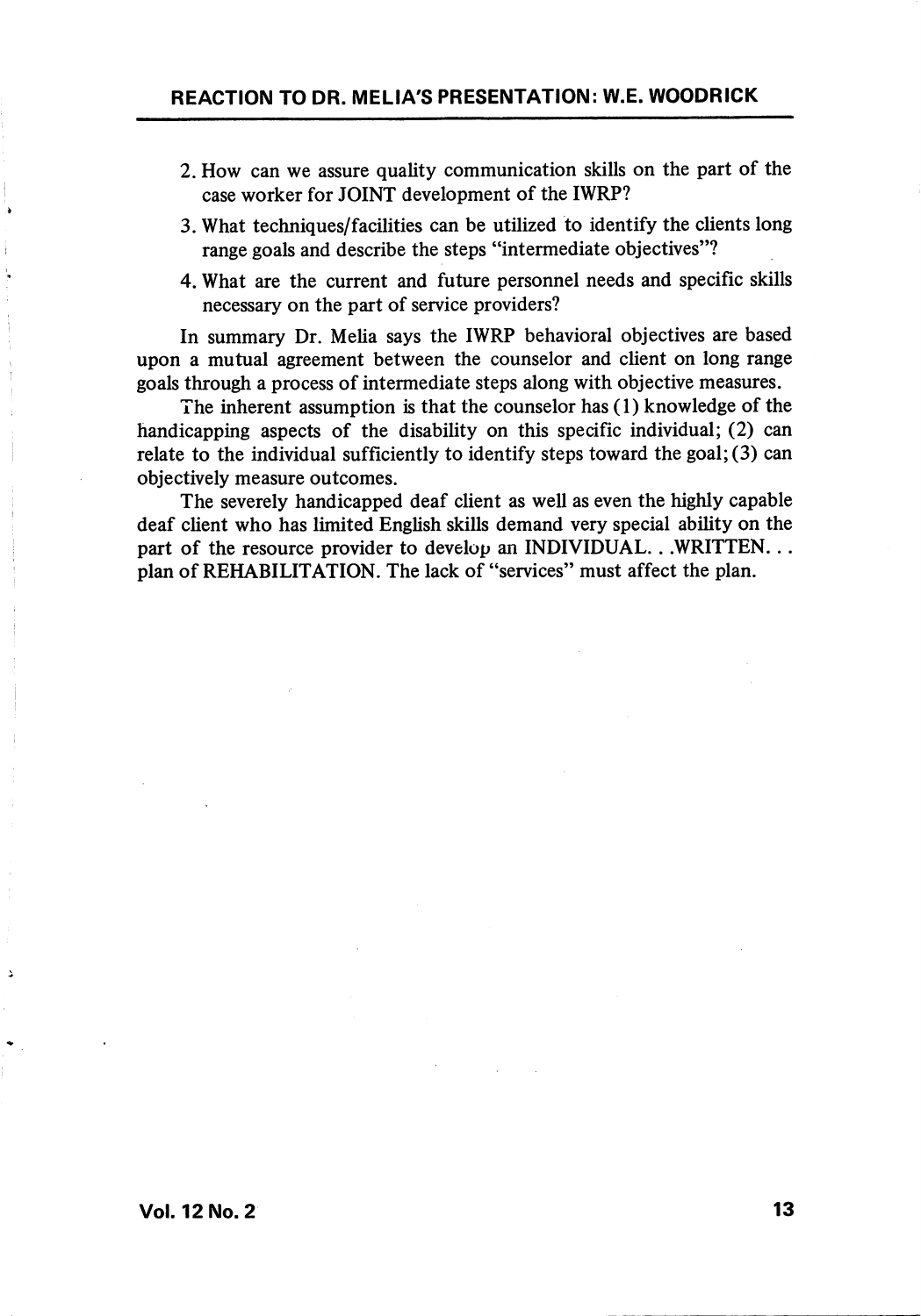2. How can we assure quality communication skills on the part of the case worker for JOINT development of the IWRP?
3. What techniques/facilities can be utilized to identify the clients long range goals and describe the steps "intermediate objectives"?
4. What are the current and future personnel needs and specific skills necessary on the part of service providers?

In summary Dr. Melia says the IWRP behavioral objectives are based upon a mutual agreement between the counselor and client on long range goals through a process of intermediate steps along with objective measures.

The inherent assumption is that the counselor has (1) knowledge of the handicapping aspects of the disability on this specific individual; (2) can relate to the individual sufficiently to identify steps toward the goal; (3) can objectively measure outcomes.

The severely handicapped deaf client as well as even the highly capable deaf client who has limited English skills demand very special ability on the part of the resource provider to develop an INDIVIDUAL. . .WRITTEN. . . plan of REHABILITATION. The lack of "services" must affect the plan.